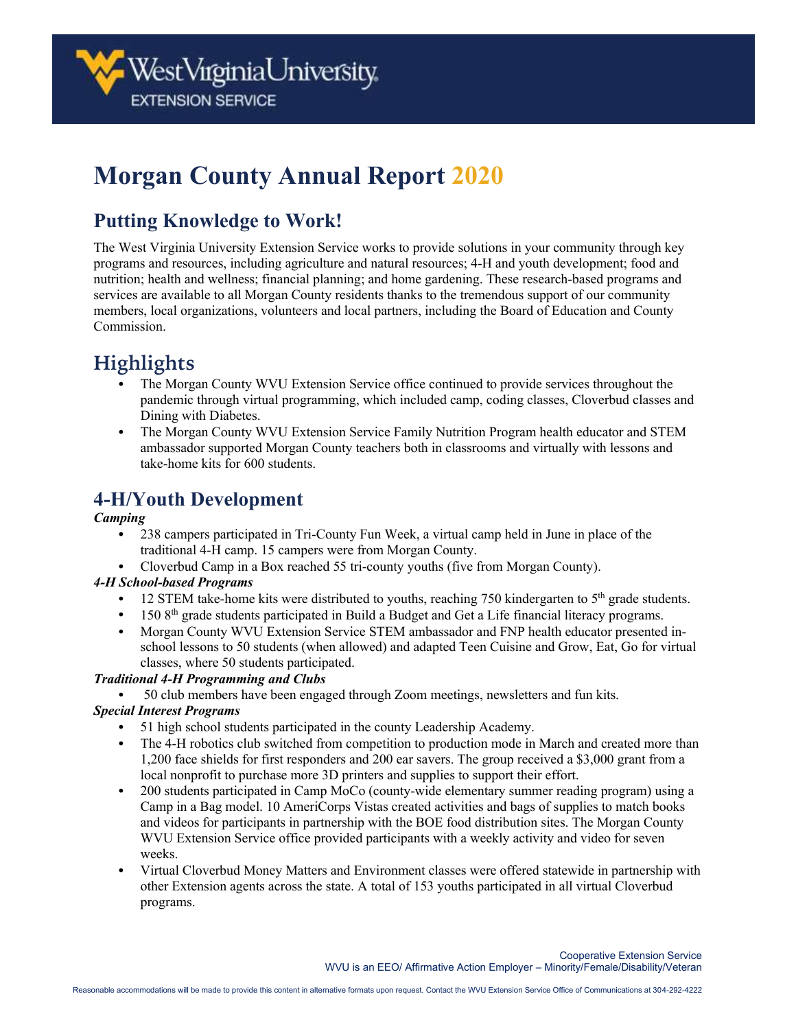# Morgan County Annual Report 2020

## Putting Knowledge to Work!

The West Virginia University Extension Service works to provide solutions in your community through key programs and resources, including agriculture and natural resources; 4-H and youth development; food and nutrition; health and wellness; financial planning; and home gardening. These research-based programs and services are available to all Morgan County residents thanks to the tremendous support of our community members, local organizations, volunteers and local partners, including the Board of Education and County Commission.

## Highlights

- The Morgan County WVU Extension Service office continued to provide services throughout the pandemic through virtual programming, which included camp, coding classes, Cloverbud classes and Dining with Diabetes.
- The Morgan County WVU Extension Service Family Nutrition Program health educator and STEM ambassador supported Morgan County teachers both in classrooms and virtually with lessons and take-home kits for 600 students.

## 4-H/Youth Development

***Camping***

- 238 campers participated in Tri-County Fun Week, a virtual camp held in June in place of the traditional 4-H camp. 15 campers were from Morgan County.
- Cloverbud Camp in a Box reached 55 tri-county youths (five from Morgan County).

***4-H School-based Programs***

- 12 STEM take-home kits were distributed to youths, reaching 750 kindergarten to 5th grade students.
- 150 8th grade students participated in Build a Budget and Get a Life financial literacy programs.
- Morgan County WVU Extension Service STEM ambassador and FNP health educator presented in-school lessons to 50 students (when allowed) and adapted Teen Cuisine and Grow, Eat, Go for virtual classes, where 50 students participated.

***Traditional 4-H Programming and Clubs***

- 50 club members have been engaged through Zoom meetings, newsletters and fun kits.

***Special Interest Programs***

- 51 high school students participated in the county Leadership Academy.
- The 4-H robotics club switched from competition to production mode in March and created more than 1,200 face shields for first responders and 200 ear savers. The group received a $3,000 grant from a local nonprofit to purchase more 3D printers and supplies to support their effort.
- 200 students participated in Camp MoCo (county-wide elementary summer reading program) using a Camp in a Bag model. 10 AmeriCorps Vistas created activities and bags of supplies to match books and videos for participants in partnership with the BOE food distribution sites. The Morgan County WVU Extension Service office provided participants with a weekly activity and video for seven weeks.
- Virtual Cloverbud Money Matters and Environment classes were offered statewide in partnership with other Extension agents across the state. A total of 153 youths participated in all virtual Cloverbud programs.

Cooperative Extension Service
WVU is an EEO/ Affirmative Action Employer – Minority/Female/Disability/Veteran

Reasonable accommodations will be made to provide this content in alternative formats upon request. Contact the WVU Extension Service Office of Communications at 304-292-4222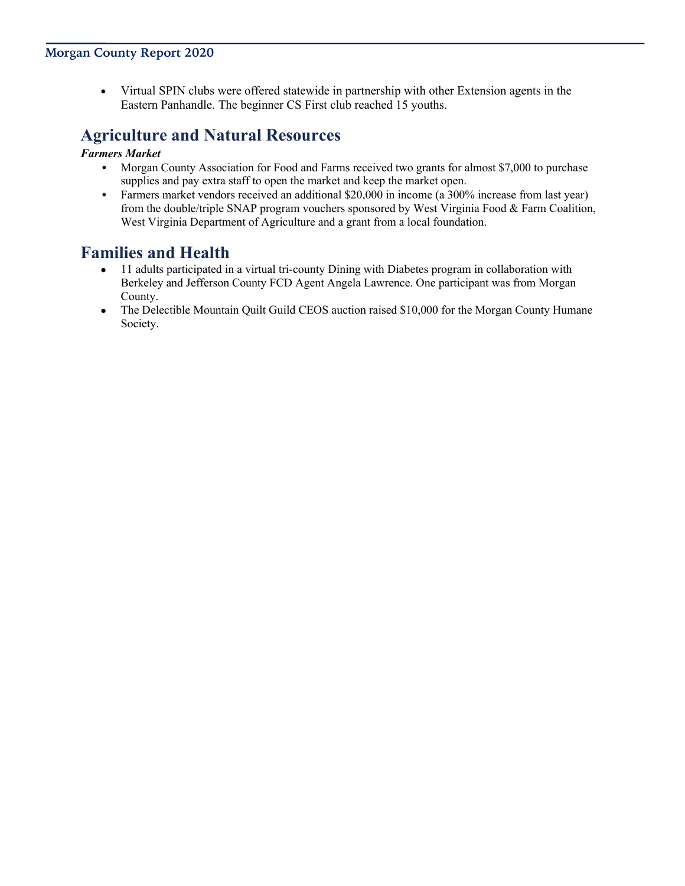- Virtual SPIN clubs were offered statewide in partnership with other Extension agents in the Eastern Panhandle. The beginner CS First club reached 15 youths.

## Agriculture and Natural Resources

***Farmers Market***

- Morgan County Association for Food and Farms received two grants for almost $7,000 to purchase supplies and pay extra staff to open the market and keep the market open.
- Farmers market vendors received an additional $20,000 in income (a 300% increase from last year) from the double/triple SNAP program vouchers sponsored by West Virginia Food & Farm Coalition, West Virginia Department of Agriculture and a grant from a local foundation.

## Families and Health

- 11 adults participated in a virtual tri-county Dining with Diabetes program in collaboration with Berkeley and Jefferson County FCD Agent Angela Lawrence. One participant was from Morgan County.
- The Delectible Mountain Quilt Guild CEOS auction raised $10,000 for the Morgan County Humane Society.